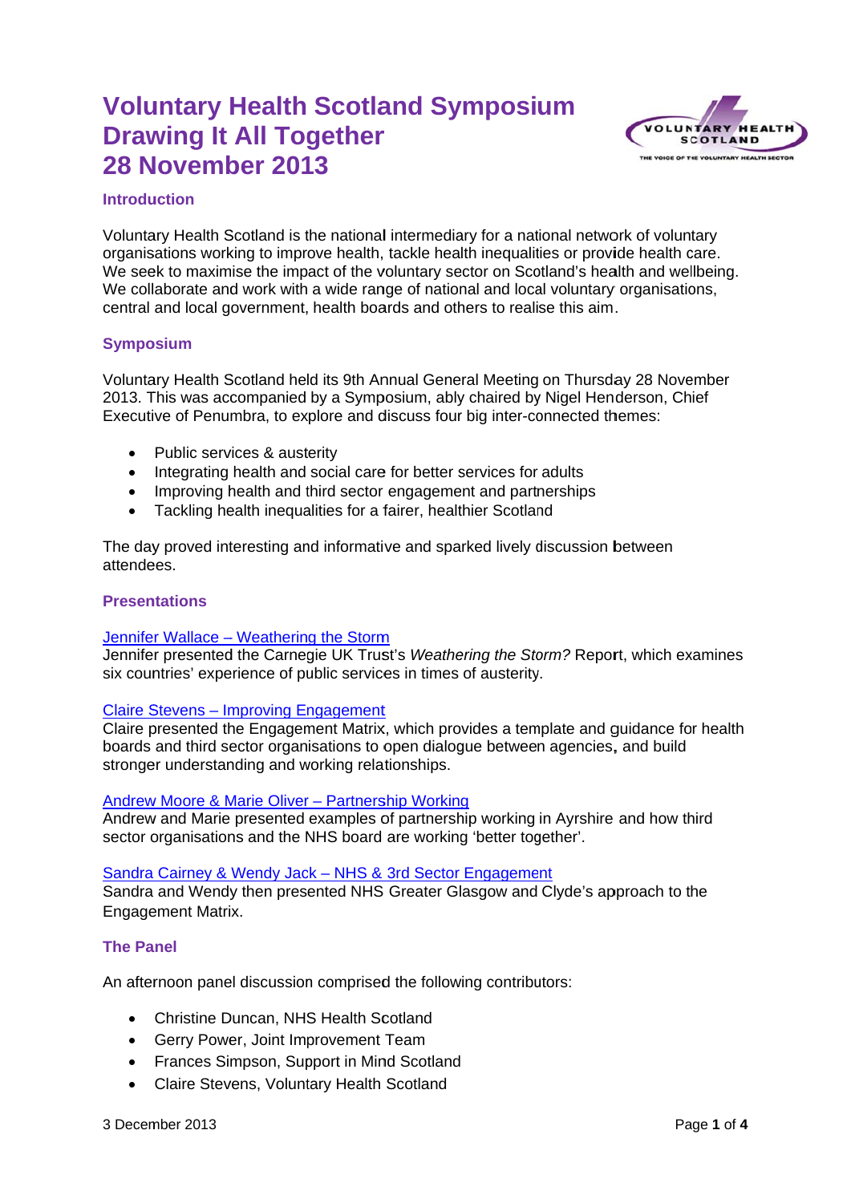# Voluntary Health Scotland Symposium
# Drawing It All Together
# 28 November 2013

## Introduction

Voluntary Health Scotland is the national intermediary for a national network of voluntary organisations working to improve health, tackle health inequalities or provide health care. We seek to maximise the impact of the voluntary sector on Scotland's health and wellbeing. We collaborate and work with a wide range of national and local voluntary organisations, central and local government, health boards and others to realise this aim.

## Symposium

Voluntary Health Scotland held its 9th Annual General Meeting on Thursday 28 November 2013. This was accompanied by a Symposium, ably chaired by Nigel Henderson, Chief Executive of Penumbra, to explore and discuss four big inter-connected themes:

- Public services & austerity
- Integrating health and social care for better services for adults
- Improving health and third sector engagement and partnerships
- Tackling health inequalities for a fairer, healthier Scotland

The day proved interesting and informative and sparked lively discussion between attendees.

## Presentations

Jennifer Wallace – Weathering the Storm
Jennifer presented the Carnegie UK Trust's *Weathering the Storm?* Report, which examines six countries' experience of public services in times of austerity.

Claire Stevens – Improving Engagement
Claire presented the Engagement Matrix, which provides a template and guidance for health boards and third sector organisations to open dialogue between agencies, and build stronger understanding and working relationships.

Andrew Moore & Marie Oliver – Partnership Working
Andrew and Marie presented examples of partnership working in Ayrshire and how third sector organisations and the NHS board are working 'better together'.

Sandra Cairney & Wendy Jack – NHS & 3rd Sector Engagement
Sandra and Wendy then presented NHS Greater Glasgow and Clyde's approach to the Engagement Matrix.

## The Panel

An afternoon panel discussion comprised the following contributors:

- Christine Duncan, NHS Health Scotland
- Gerry Power, Joint Improvement Team
- Frances Simpson, Support in Mind Scotland
- Claire Stevens, Voluntary Health Scotland

3 December 2013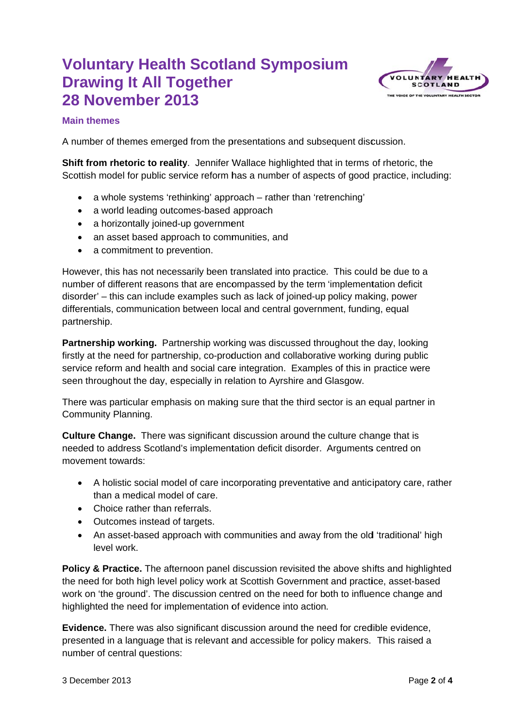# Voluntary Health Scotland Symposium
# Drawing It All Together
# 28 November 2013

### Main themes

A number of themes emerged from the presentations and subsequent discussion.

**Shift from rhetoric to reality**. Jennifer Wallace highlighted that in terms of rhetoric, the Scottish model for public service reform has a number of aspects of good practice, including:

- a whole systems 'rethinking' approach – rather than 'retrenching'
- a world leading outcomes-based approach
- a horizontally joined-up government
- an asset based approach to communities, and
- a commitment to prevention.

However, this has not necessarily been translated into practice. This could be due to a number of different reasons that are encompassed by the term 'implementation deficit disorder' – this can include examples such as lack of joined-up policy making, power differentials, communication between local and central government, funding, equal partnership.

**Partnership working.** Partnership working was discussed throughout the day, looking firstly at the need for partnership, co-production and collaborative working during public service reform and health and social care integration. Examples of this in practice were seen throughout the day, especially in relation to Ayrshire and Glasgow.

There was particular emphasis on making sure that the third sector is an equal partner in Community Planning.

**Culture Change.** There was significant discussion around the culture change that is needed to address Scotland's implementation deficit disorder. Arguments centred on movement towards:

- A holistic social model of care incorporating preventative and anticipatory care, rather than a medical model of care.
- Choice rather than referrals.
- Outcomes instead of targets.
- An asset-based approach with communities and away from the old 'traditional' high level work.

**Policy & Practice.** The afternoon panel discussion revisited the above shifts and highlighted the need for both high level policy work at Scottish Government and practice, asset-based work on 'the ground'. The discussion centred on the need for both to influence change and highlighted the need for implementation of evidence into action.

**Evidence.** There was also significant discussion around the need for credible evidence, presented in a language that is relevant and accessible for policy makers. This raised a number of central questions: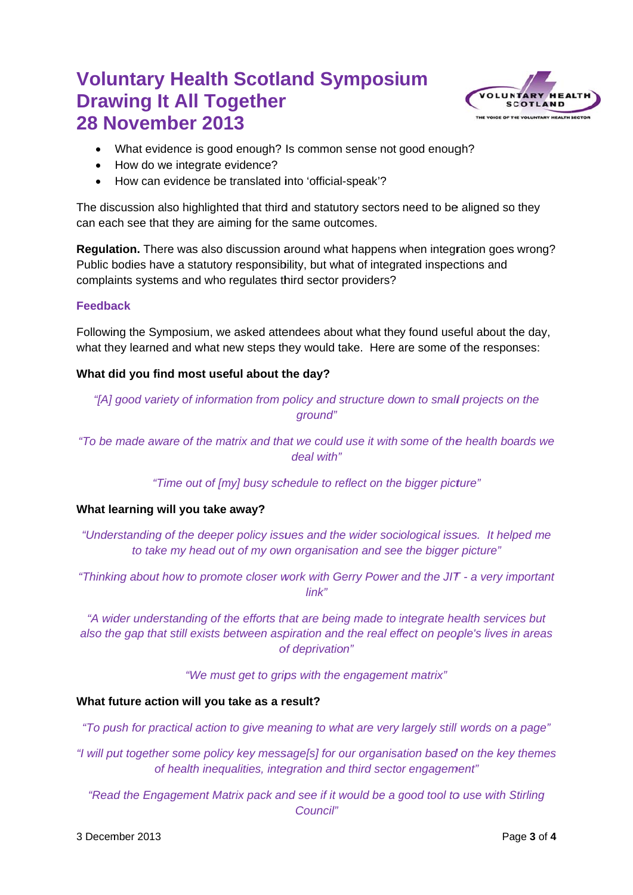- What evidence is good enough? Is common sense not good enough?
- How do we integrate evidence?
- How can evidence be translated into 'official-speak'?

The discussion also highlighted that third and statutory sectors need to be aligned so they can each see that they are aiming for the same outcomes.

**Regulation.** There was also discussion around what happens when integration goes wrong? Public bodies have a statutory responsibility, but what of integrated inspections and complaints systems and who regulates third sector providers?

### Feedback

Following the Symposium, we asked attendees about what they found useful about the day, what they learned and what new steps they would take. Here are some of the responses:

**What did you find most useful about the day?**

*"[A] good variety of information from policy and structure down to small projects on the ground"*

*"To be made aware of the matrix and that we could use it with some of the health boards we deal with"*

*"Time out of [my] busy schedule to reflect on the bigger picture"*

**What learning will you take away?**

*"Understanding of the deeper policy issues and the wider sociological issues. It helped me to take my head out of my own organisation and see the bigger picture"*

*"Thinking about how to promote closer work with Gerry Power and the JIT - a very important link"*

*"A wider understanding of the efforts that are being made to integrate health services but also the gap that still exists between aspiration and the real effect on people's lives in areas of deprivation"*

*"We must get to grips with the engagement matrix"*

**What future action will you take as a result?**

*"To push for practical action to give meaning to what are very largely still words on a page"*

*"I will put together some policy key message[s] for our organisation based on the key themes of health inequalities, integration and third sector engagement"*

*"Read the Engagement Matrix pack and see if it would be a good tool to use with Stirling Council"*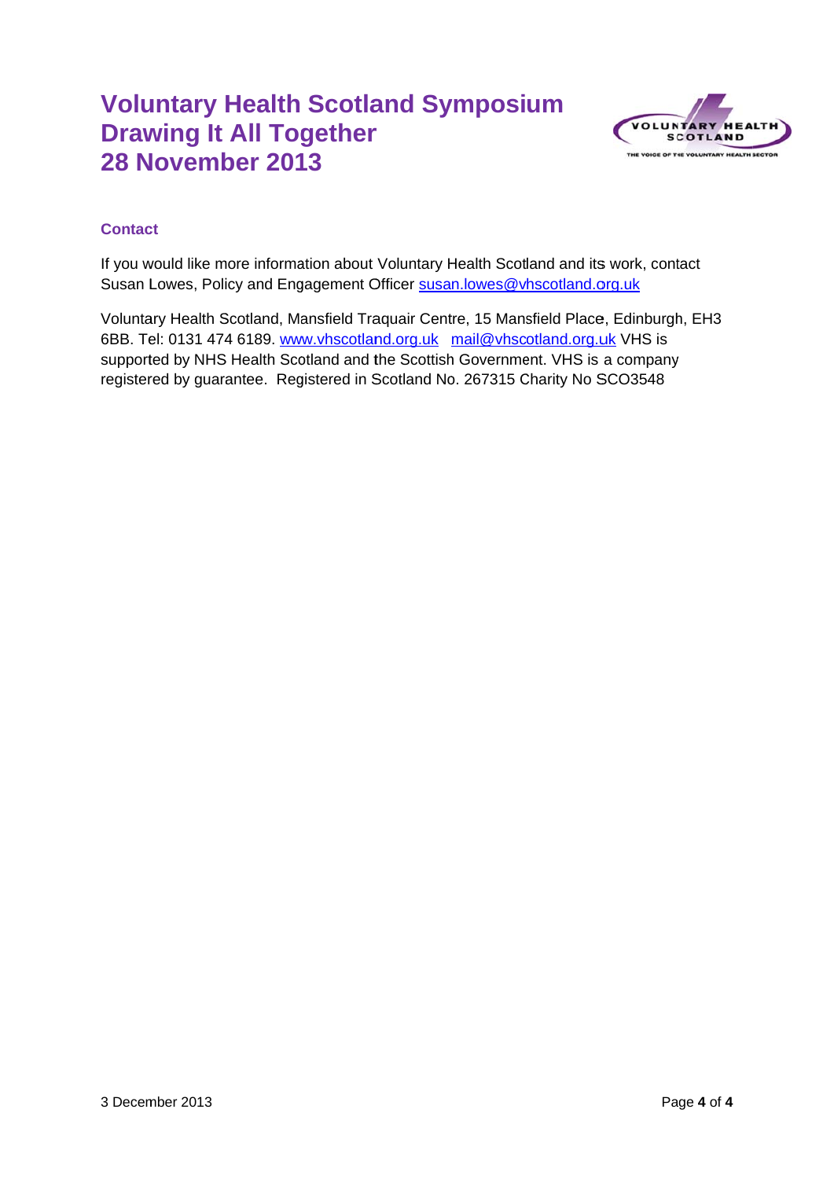# Voluntary Health Scotland Symposium
# Drawing It All Together
# 28 November 2013

## Contact

If you would like more information about Voluntary Health Scotland and its work, contact Susan Lowes, Policy and Engagement Officer susan.lowes@vhscotland.org.uk

Voluntary Health Scotland, Mansfield Traquair Centre, 15 Mansfield Place, Edinburgh, EH3 6BB. Tel: 0131 474 6189. www.vhscotland.org.uk mail@vhscotland.org.uk VHS is supported by NHS Health Scotland and the Scottish Government. VHS is a company registered by guarantee. Registered in Scotland No. 267315 Charity No SCO3548